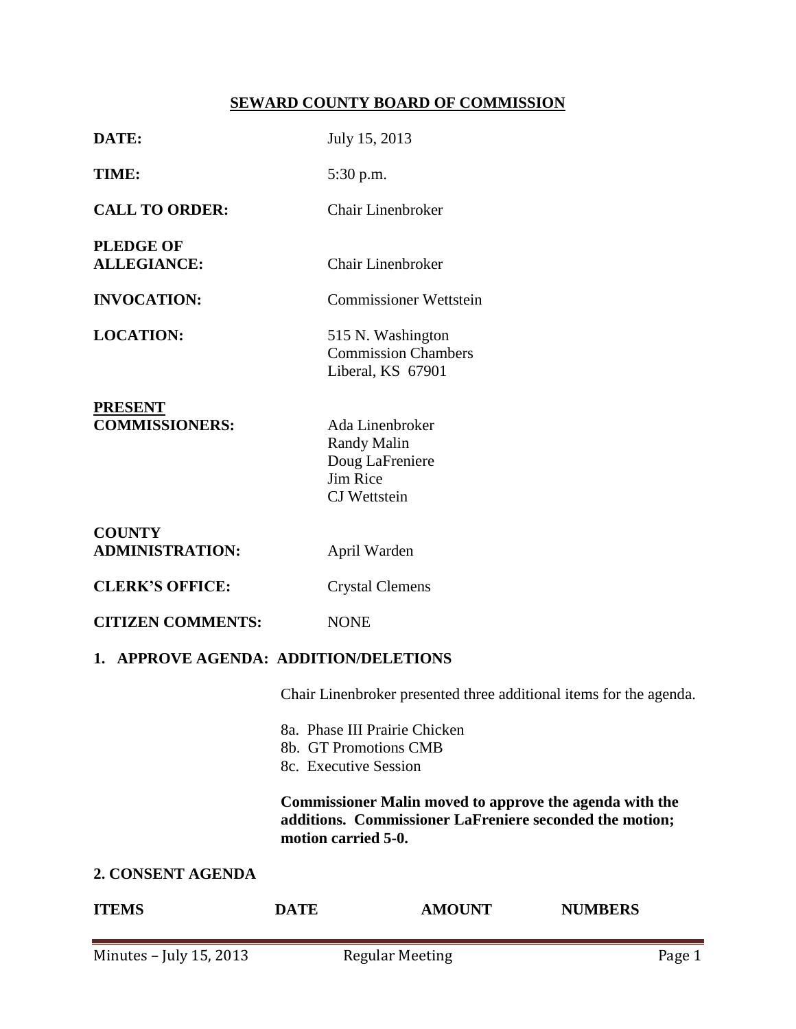# SEWARD COUNTY BOARD OF COMMISSION

**DATE:** July 15, 2013

**TIME:** 5:30 p.m.

**CALL TO ORDER:** Chair Linenbroker

**PLEDGE OF ALLEGIANCE:** Chair Linenbroker

**INVOCATION:** Commissioner Wettstein

**LOCATION:** 515 N. Washington
Commission Chambers
Liberal, KS 67901

**PRESENT COMMISSIONERS:**
Ada Linenbroker
Randy Malin
Doug LaFreniere
Jim Rice
CJ Wettstein

**COUNTY ADMINISTRATION:** April Warden

**CLERK'S OFFICE:** Crystal Clemens

**CITIZEN COMMENTS:** NONE

## 1. APPROVE AGENDA: ADDITION/DELETIONS

Chair Linenbroker presented three additional items for the agenda.

8a. Phase III Prairie Chicken
8b. GT Promotions CMB
8c. Executive Session

**Commissioner Malin moved to approve the agenda with the additions. Commissioner LaFreniere seconded the motion; motion carried 5-0.**

## 2. CONSENT AGENDA

| ITEMS | DATE | AMOUNT | NUMBERS |
|---|---|---|---|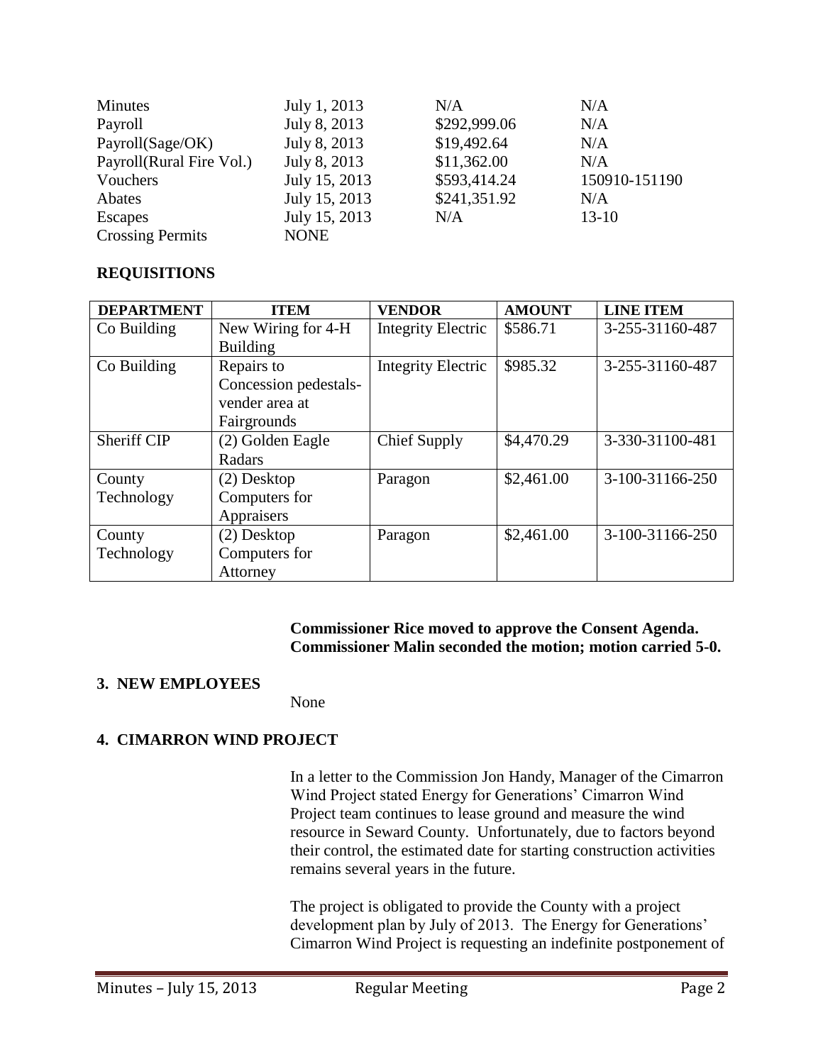| Minutes | July 1, 2013 | N/A | N/A |
|---|---|---|---|
| Payroll | July 8, 2013 | $292,999.06 | N/A |
| Payroll(Sage/OK) | July 8, 2013 | $19,492.64 | N/A |
| Payroll(Rural Fire Vol.) | July 8, 2013 | $11,362.00 | N/A |
| Vouchers | July 15, 2013 | $593,414.24 | 150910-151190 |
| Abates | July 15, 2013 | $241,351.92 | N/A |
| Escapes | July 15, 2013 | N/A | 13-10 |
| Crossing Permits | NONE | | |

**REQUISITIONS**

| DEPARTMENT | ITEM | VENDOR | AMOUNT | LINE ITEM |
|---|---|---|---|---|
| Co Building | New Wiring for 4-H Building | Integrity Electric | $586.71 | 3-255-31160-487 |
| Co Building | Repairs to Concession pedestals-vender area at Fairgrounds | Integrity Electric | $985.32 | 3-255-31160-487 |
| Sheriff CIP | (2) Golden Eagle Radars | Chief Supply | $4,470.29 | 3-330-31100-481 |
| County Technology | (2) Desktop Computers for Appraisers | Paragon | $2,461.00 | 3-100-31166-250 |
| County Technology | (2) Desktop Computers for Attorney | Paragon | $2,461.00 | 3-100-31166-250 |

**Commissioner Rice moved to approve the Consent Agenda. Commissioner Malin seconded the motion; motion carried 5-0.**

## 3. NEW EMPLOYEES

None

## 4. CIMARRON WIND PROJECT

In a letter to the Commission Jon Handy, Manager of the Cimarron Wind Project stated Energy for Generations' Cimarron Wind Project team continues to lease ground and measure the wind resource in Seward County. Unfortunately, due to factors beyond their control, the estimated date for starting construction activities remains several years in the future.

The project is obligated to provide the County with a project development plan by July of 2013. The Energy for Generations' Cimarron Wind Project is requesting an indefinite postponement of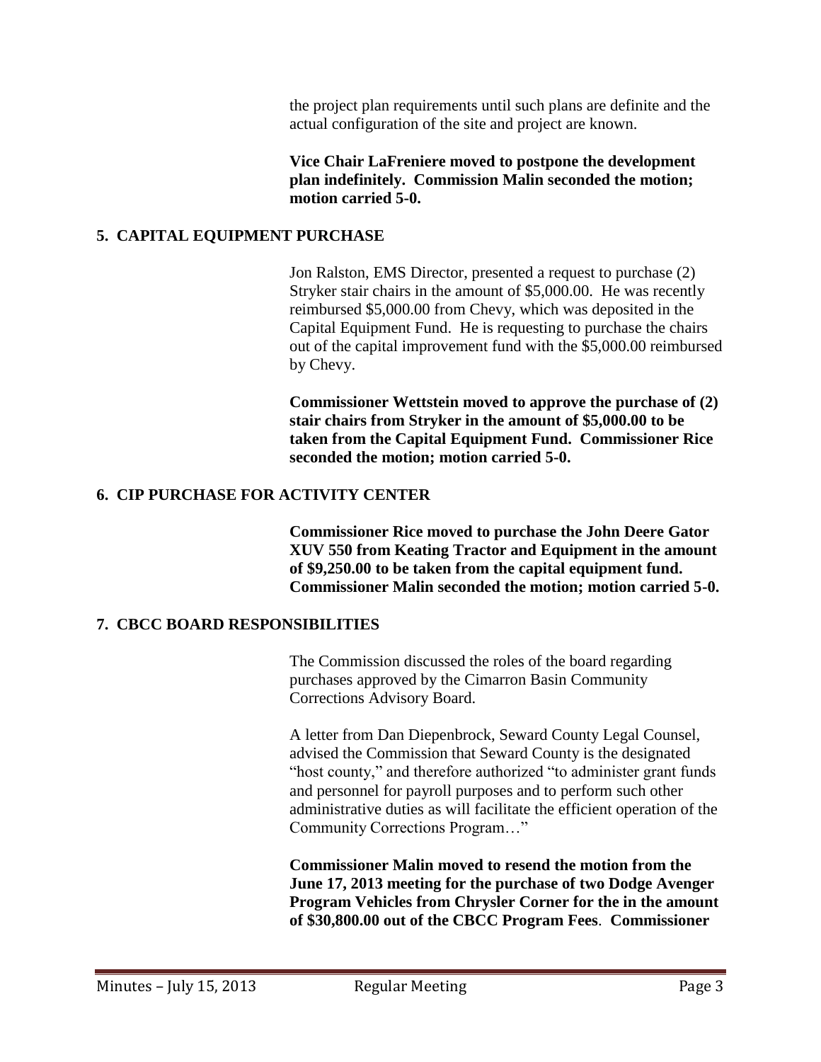the project plan requirements until such plans are definite and the actual configuration of the site and project are known.

**Vice Chair LaFreniere moved to postpone the development plan indefinitely. Commission Malin seconded the motion; motion carried 5-0.**

## 5. CAPITAL EQUIPMENT PURCHASE

Jon Ralston, EMS Director, presented a request to purchase (2) Stryker stair chairs in the amount of $5,000.00. He was recently reimbursed $5,000.00 from Chevy, which was deposited in the Capital Equipment Fund. He is requesting to purchase the chairs out of the capital improvement fund with the $5,000.00 reimbursed by Chevy.

**Commissioner Wettstein moved to approve the purchase of (2) stair chairs from Stryker in the amount of $5,000.00 to be taken from the Capital Equipment Fund. Commissioner Rice seconded the motion; motion carried 5-0.**

## 6. CIP PURCHASE FOR ACTIVITY CENTER

**Commissioner Rice moved to purchase the John Deere Gator XUV 550 from Keating Tractor and Equipment in the amount of $9,250.00 to be taken from the capital equipment fund. Commissioner Malin seconded the motion; motion carried 5-0.**

## 7. CBCC BOARD RESPONSIBILITIES

The Commission discussed the roles of the board regarding purchases approved by the Cimarron Basin Community Corrections Advisory Board.

A letter from Dan Diepenbrock, Seward County Legal Counsel, advised the Commission that Seward County is the designated "host county," and therefore authorized "to administer grant funds and personnel for payroll purposes and to perform such other administrative duties as will facilitate the efficient operation of the Community Corrections Program…"

**Commissioner Malin moved to resend the motion from the June 17, 2013 meeting for the purchase of two Dodge Avenger Program Vehicles from Chrysler Corner for the in the amount of $30,800.00 out of the CBCC Program Fees**. **Commissioner**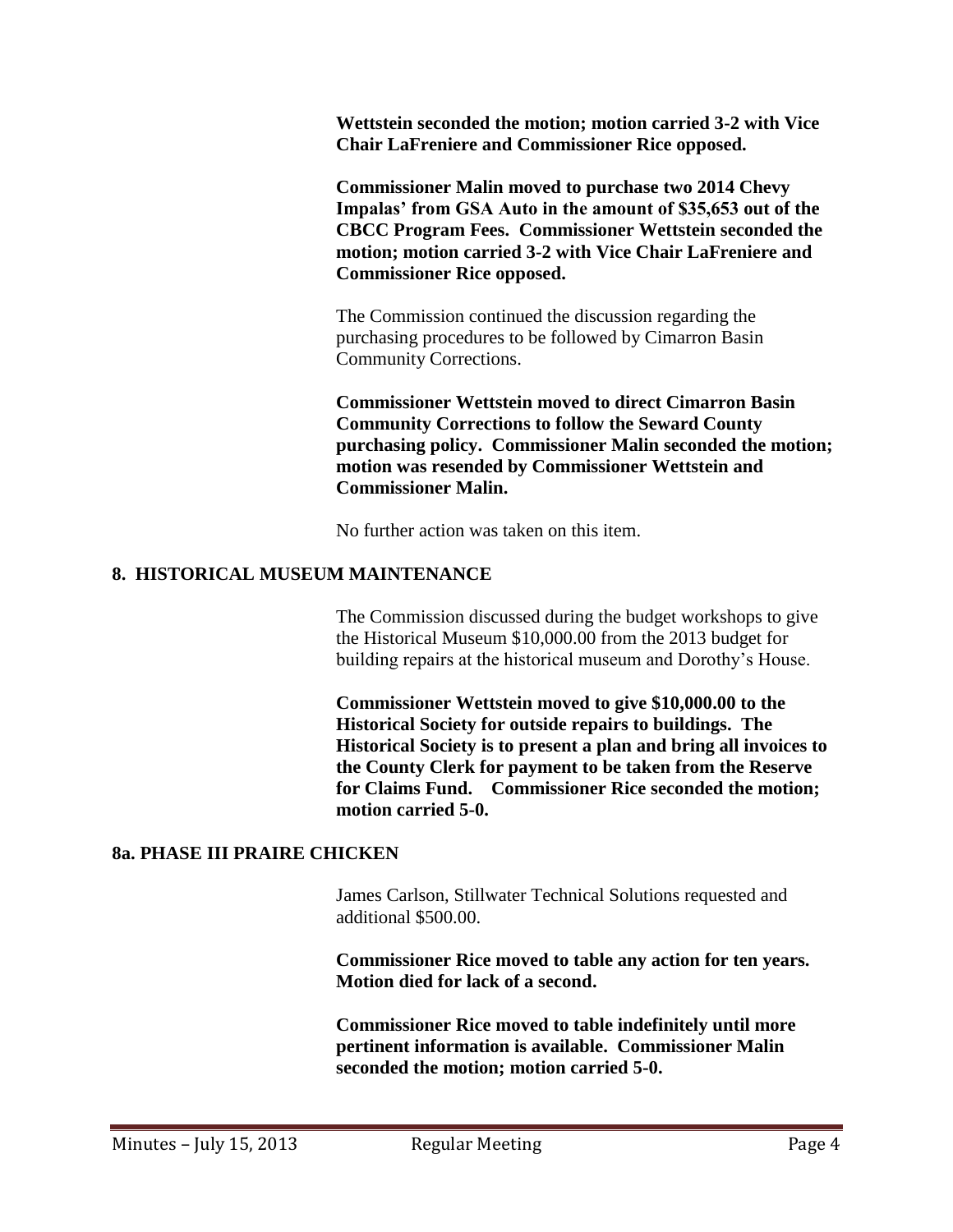**Wettstein seconded the motion; motion carried 3-2 with Vice Chair LaFreniere and Commissioner Rice opposed.**

**Commissioner Malin moved to purchase two 2014 Chevy Impalas' from GSA Auto in the amount of $35,653 out of the CBCC Program Fees. Commissioner Wettstein seconded the motion; motion carried 3-2 with Vice Chair LaFreniere and Commissioner Rice opposed.**

The Commission continued the discussion regarding the purchasing procedures to be followed by Cimarron Basin Community Corrections.

**Commissioner Wettstein moved to direct Cimarron Basin Community Corrections to follow the Seward County purchasing policy. Commissioner Malin seconded the motion; motion was resended by Commissioner Wettstein and Commissioner Malin.**

No further action was taken on this item.

## 8. HISTORICAL MUSEUM MAINTENANCE

The Commission discussed during the budget workshops to give the Historical Museum $10,000.00 from the 2013 budget for building repairs at the historical museum and Dorothy's House.

**Commissioner Wettstein moved to give $10,000.00 to the Historical Society for outside repairs to buildings. The Historical Society is to present a plan and bring all invoices to the County Clerk for payment to be taken from the Reserve for Claims Fund. Commissioner Rice seconded the motion; motion carried 5-0.**

## 8a. PHASE III PRAIRE CHICKEN

James Carlson, Stillwater Technical Solutions requested and additional $500.00.

**Commissioner Rice moved to table any action for ten years. Motion died for lack of a second.**

**Commissioner Rice moved to table indefinitely until more pertinent information is available. Commissioner Malin seconded the motion; motion carried 5-0.**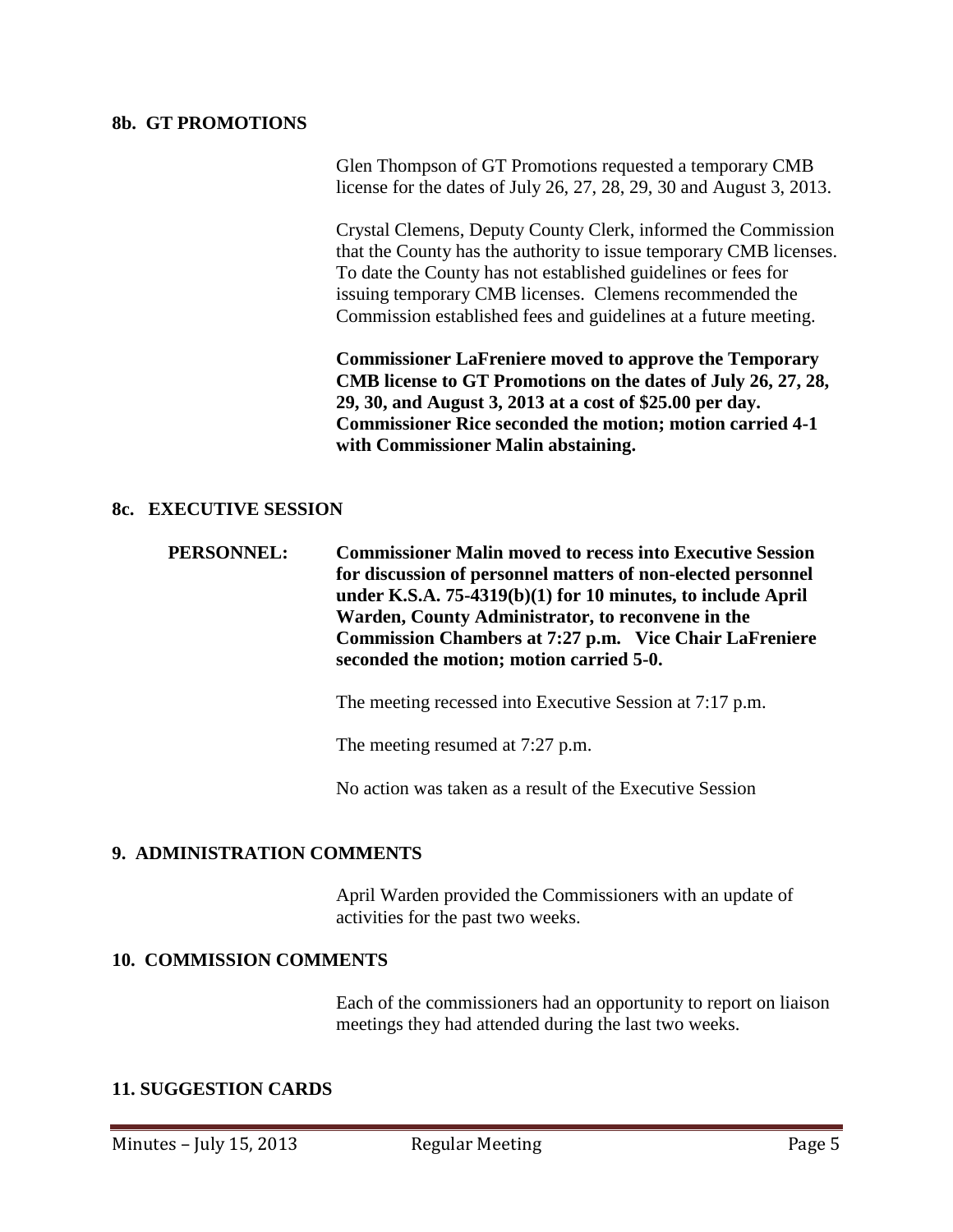### 8b. GT PROMOTIONS

Glen Thompson of GT Promotions requested a temporary CMB license for the dates of July 26, 27, 28, 29, 30 and August 3, 2013.

Crystal Clemens, Deputy County Clerk, informed the Commission that the County has the authority to issue temporary CMB licenses. To date the County has not established guidelines or fees for issuing temporary CMB licenses. Clemens recommended the Commission established fees and guidelines at a future meeting.

**Commissioner LaFreniere moved to approve the Temporary CMB license to GT Promotions on the dates of July 26, 27, 28, 29, 30, and August 3, 2013 at a cost of $25.00 per day. Commissioner Rice seconded the motion; motion carried 4-1 with Commissioner Malin abstaining.**

### 8c. EXECUTIVE SESSION

**PERSONNEL: Commissioner Malin moved to recess into Executive Session for discussion of personnel matters of non-elected personnel under K.S.A. 75-4319(b)(1) for 10 minutes, to include April Warden, County Administrator, to reconvene in the Commission Chambers at 7:27 p.m. Vice Chair LaFreniere seconded the motion; motion carried 5-0.**

The meeting recessed into Executive Session at 7:17 p.m.

The meeting resumed at 7:27 p.m.

No action was taken as a result of the Executive Session

### 9. ADMINISTRATION COMMENTS

April Warden provided the Commissioners with an update of activities for the past two weeks.

### 10. COMMISSION COMMENTS

Each of the commissioners had an opportunity to report on liaison meetings they had attended during the last two weeks.

### 11. SUGGESTION CARDS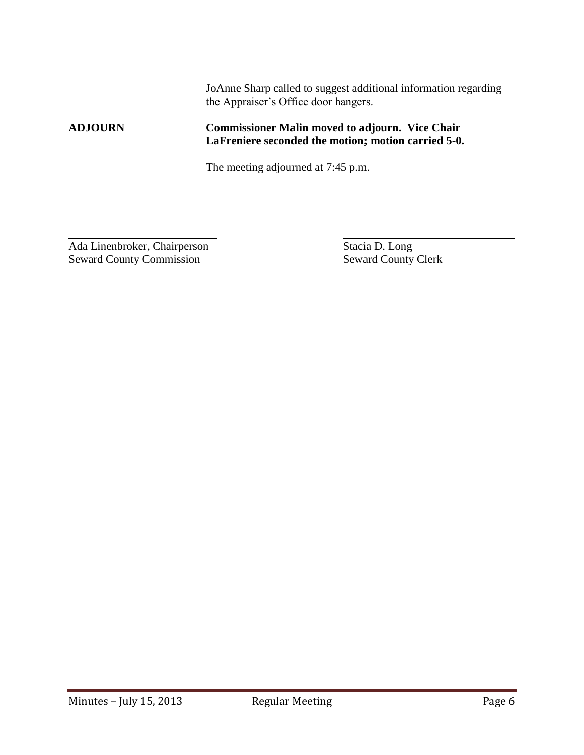JoAnne Sharp called to suggest additional information regarding the Appraiser's Office door hangers.

**ADJOURN** **Commissioner Malin moved to adjourn. Vice Chair LaFreniere seconded the motion; motion carried 5-0.**

The meeting adjourned at 7:45 p.m.

| | |
|---|---|
| \_\_\_\_\_\_\_\_\_\_\_\_\_\_\_\_\_\_\_\_\_\_\_\_\_\_\_\_ | \_\_\_\_\_\_\_\_\_\_\_\_\_\_\_\_\_\_\_\_\_\_\_\_\_\_\_\_ |
| Ada Linenbroker, Chairperson | Stacia D. Long |
| Seward County Commission | Seward County Clerk |